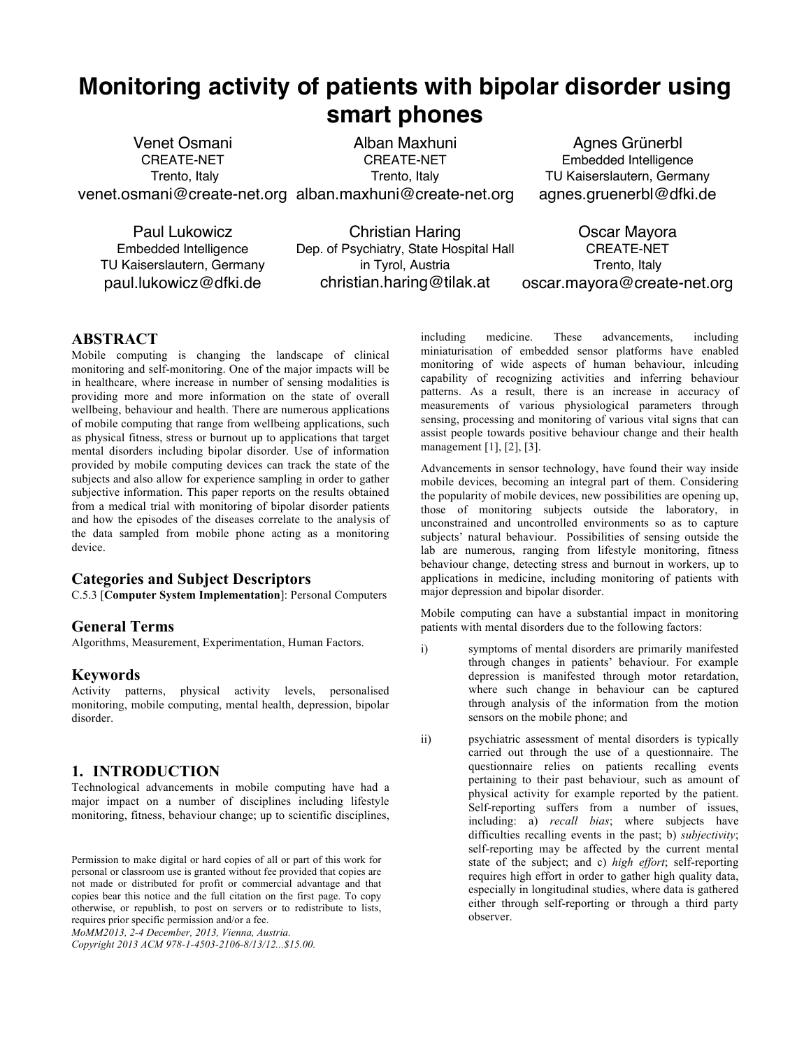# Monitoring activity of patients with bipolar disorder using smart phones

Venet Osmani
CREATE-NET
Trento, Italy
venet.osmani@create-net.org

Alban Maxhuni
CREATE-NET
Trento, Italy
alban.maxhuni@create-net.org

Agnes Grünerbl
Embedded Intelligence
TU Kaiserslautern, Germany
agnes.gruenerbl@dfki.de

Paul Lukowicz
Embedded Intelligence
TU Kaiserslautern, Germany
paul.lukowicz@dfki.de

Christian Haring
Dep. of Psychiatry, State Hospital Hall in Tyrol, Austria
christian.haring@tilak.at

Oscar Mayora
CREATE-NET
Trento, Italy
oscar.mayora@create-net.org

## ABSTRACT

Mobile computing is changing the landscape of clinical monitoring and self-monitoring. One of the major impacts will be in healthcare, where increase in number of sensing modalities is providing more and more information on the state of overall wellbeing, behaviour and health. There are numerous applications of mobile computing that range from wellbeing applications, such as physical fitness, stress or burnout up to applications that target mental disorders including bipolar disorder. Use of information provided by mobile computing devices can track the state of the subjects and also allow for experience sampling in order to gather subjective information. This paper reports on the results obtained from a medical trial with monitoring of bipolar disorder patients and how the episodes of the diseases correlate to the analysis of the data sampled from mobile phone acting as a monitoring device.

## Categories and Subject Descriptors

C.5.3 [**Computer System Implementation**]: Personal Computers

## General Terms

Algorithms, Measurement, Experimentation, Human Factors.

## Keywords

Activity patterns, physical activity levels, personalised monitoring, mobile computing, mental health, depression, bipolar disorder.

## 1. INTRODUCTION

Technological advancements in mobile computing have had a major impact on a number of disciplines including lifestyle monitoring, fitness, behaviour change; up to scientific disciplines, including medicine. These advancements, including miniaturisation of embedded sensor platforms have enabled monitoring of wide aspects of human behaviour, inlcuding capability of recognizing activities and inferring behaviour patterns. As a result, there is an increase in accuracy of measurements of various physiological parameters through sensing, processing and monitoring of various vital signs that can assist people towards positive behaviour change and their health management [1], [2], [3].

Advancements in sensor technology, have found their way inside mobile devices, becoming an integral part of them. Considering the popularity of mobile devices, new possibilities are opening up, those of monitoring subjects outside the laboratory, in unconstrained and uncontrolled environments so as to capture subjects' natural behaviour. Possibilities of sensing outside the lab are numerous, ranging from lifestyle monitoring, fitness behaviour change, detecting stress and burnout in workers, up to applications in medicine, including monitoring of patients with major depression and bipolar disorder.

Mobile computing can have a substantial impact in monitoring patients with mental disorders due to the following factors:

i) symptoms of mental disorders are primarily manifested through changes in patients' behaviour. For example depression is manifested through motor retardation, where such change in behaviour can be captured through analysis of the information from the motion sensors on the mobile phone; and

ii) psychiatric assessment of mental disorders is typically carried out through the use of a questionnaire. The questionnaire relies on patients recalling events pertaining to their past behaviour, such as amount of physical activity for example reported by the patient. Self-reporting suffers from a number of issues, including: a) *recall bias*; where subjects have difficulties recalling events in the past; b) *subjectivity*; self-reporting may be affected by the current mental state of the subject; and c) *high effort*; self-reporting requires high effort in order to gather high quality data, especially in longitudinal studies, where data is gathered either through self-reporting or through a third party observer.

Permission to make digital or hard copies of all or part of this work for personal or classroom use is granted without fee provided that copies are not made or distributed for profit or commercial advantage and that copies bear this notice and the full citation on the first page. To copy otherwise, or republish, to post on servers or to redistribute to lists, requires prior specific permission and/or a fee.
*MoMM2013, 2-4 December, 2013, Vienna, Austria.*
*Copyright 2013 ACM 978-1-4503-2106-8/13/12...$15.00.*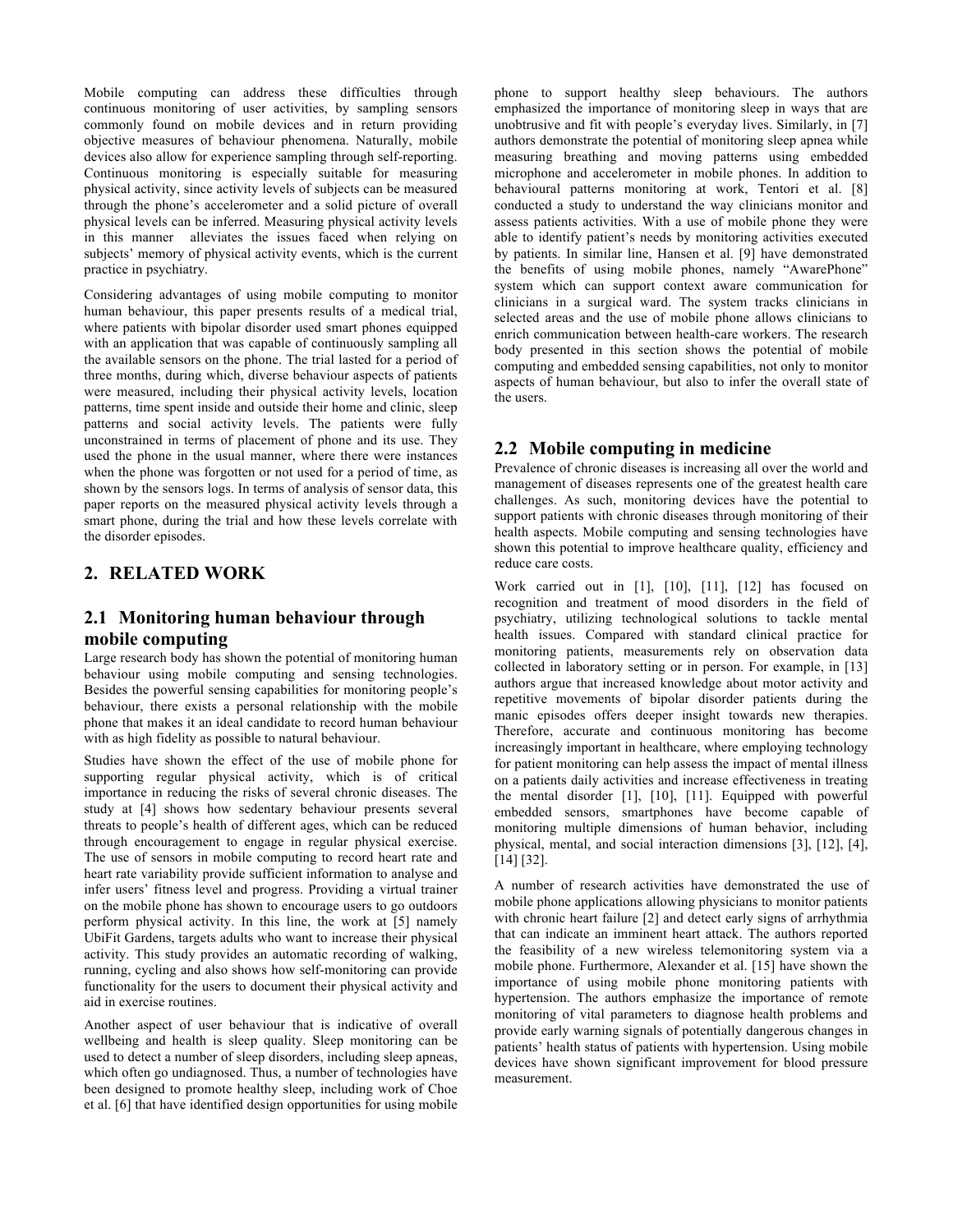Mobile computing can address these difficulties through continuous monitoring of user activities, by sampling sensors commonly found on mobile devices and in return providing objective measures of behaviour phenomena. Naturally, mobile devices also allow for experience sampling through self-reporting. Continuous monitoring is especially suitable for measuring physical activity, since activity levels of subjects can be measured through the phone's accelerometer and a solid picture of overall physical levels can be inferred. Measuring physical activity levels in this manner alleviates the issues faced when relying on subjects' memory of physical activity events, which is the current practice in psychiatry.

Considering advantages of using mobile computing to monitor human behaviour, this paper presents results of a medical trial, where patients with bipolar disorder used smart phones equipped with an application that was capable of continuously sampling all the available sensors on the phone. The trial lasted for a period of three months, during which, diverse behaviour aspects of patients were measured, including their physical activity levels, location patterns, time spent inside and outside their home and clinic, sleep patterns and social activity levels. The patients were fully unconstrained in terms of placement of phone and its use. They used the phone in the usual manner, where there were instances when the phone was forgotten or not used for a period of time, as shown by the sensors logs. In terms of analysis of sensor data, this paper reports on the measured physical activity levels through a smart phone, during the trial and how these levels correlate with the disorder episodes.

## 2. RELATED WORK

### 2.1 Monitoring human behaviour through mobile computing

Large research body has shown the potential of monitoring human behaviour using mobile computing and sensing technologies. Besides the powerful sensing capabilities for monitoring people's behaviour, there exists a personal relationship with the mobile phone that makes it an ideal candidate to record human behaviour with as high fidelity as possible to natural behaviour.

Studies have shown the effect of the use of mobile phone for supporting regular physical activity, which is of critical importance in reducing the risks of several chronic diseases. The study at [4] shows how sedentary behaviour presents several threats to people's health of different ages, which can be reduced through encouragement to engage in regular physical exercise. The use of sensors in mobile computing to record heart rate and heart rate variability provide sufficient information to analyse and infer users' fitness level and progress. Providing a virtual trainer on the mobile phone has shown to encourage users to go outdoors perform physical activity. In this line, the work at [5] namely UbiFit Gardens, targets adults who want to increase their physical activity. This study provides an automatic recording of walking, running, cycling and also shows how self-monitoring can provide functionality for the users to document their physical activity and aid in exercise routines.

Another aspect of user behaviour that is indicative of overall wellbeing and health is sleep quality. Sleep monitoring can be used to detect a number of sleep disorders, including sleep apneas, which often go undiagnosed. Thus, a number of technologies have been designed to promote healthy sleep, including work of Choe et al. [6] that have identified design opportunities for using mobile phone to support healthy sleep behaviours. The authors emphasized the importance of monitoring sleep in ways that are unobtrusive and fit with people's everyday lives. Similarly, in [7] authors demonstrate the potential of monitoring sleep apnea while measuring breathing and moving patterns using embedded microphone and accelerometer in mobile phones. In addition to behavioural patterns monitoring at work, Tentori et al. [8] conducted a study to understand the way clinicians monitor and assess patients activities. With a use of mobile phone they were able to identify patient's needs by monitoring activities executed by patients. In similar line, Hansen et al. [9] have demonstrated the benefits of using mobile phones, namely "AwarePhone" system which can support context aware communication for clinicians in a surgical ward. The system tracks clinicians in selected areas and the use of mobile phone allows clinicians to enrich communication between health-care workers. The research body presented in this section shows the potential of mobile computing and embedded sensing capabilities, not only to monitor aspects of human behaviour, but also to infer the overall state of the users.

### 2.2 Mobile computing in medicine

Prevalence of chronic diseases is increasing all over the world and management of diseases represents one of the greatest health care challenges. As such, monitoring devices have the potential to support patients with chronic diseases through monitoring of their health aspects. Mobile computing and sensing technologies have shown this potential to improve healthcare quality, efficiency and reduce care costs.

Work carried out in [1], [10], [11], [12] has focused on recognition and treatment of mood disorders in the field of psychiatry, utilizing technological solutions to tackle mental health issues. Compared with standard clinical practice for monitoring patients, measurements rely on observation data collected in laboratory setting or in person. For example, in [13] authors argue that increased knowledge about motor activity and repetitive movements of bipolar disorder patients during the manic episodes offers deeper insight towards new therapies. Therefore, accurate and continuous monitoring has become increasingly important in healthcare, where employing technology for patient monitoring can help assess the impact of mental illness on a patients daily activities and increase effectiveness in treating the mental disorder [1], [10], [11]. Equipped with powerful embedded sensors, smartphones have become capable of monitoring multiple dimensions of human behavior, including physical, mental, and social interaction dimensions [3], [12], [4], [14] [32].

A number of research activities have demonstrated the use of mobile phone applications allowing physicians to monitor patients with chronic heart failure [2] and detect early signs of arrhythmia that can indicate an imminent heart attack. The authors reported the feasibility of a new wireless telemonitoring system via a mobile phone. Furthermore, Alexander et al. [15] have shown the importance of using mobile phone monitoring patients with hypertension. The authors emphasize the importance of remote monitoring of vital parameters to diagnose health problems and provide early warning signals of potentially dangerous changes in patients' health status of patients with hypertension. Using mobile devices have shown significant improvement for blood pressure measurement.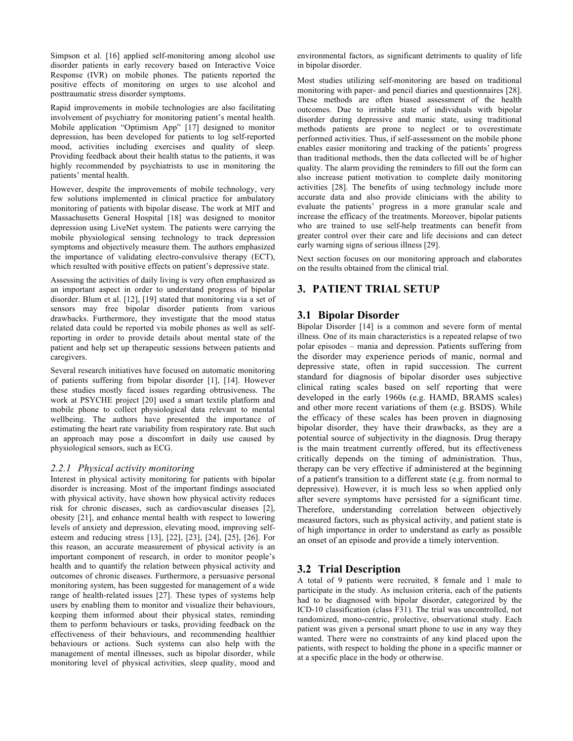Simpson et al. [16] applied self-monitoring among alcohol use disorder patients in early recovery based on Interactive Voice Response (IVR) on mobile phones. The patients reported the positive effects of monitoring on urges to use alcohol and posttraumatic stress disorder symptoms.

Rapid improvements in mobile technologies are also facilitating involvement of psychiatry for monitoring patient's mental health. Mobile application "Optimism App" [17] designed to monitor depression, has been developed for patients to log self-reported mood, activities including exercises and quality of sleep. Providing feedback about their health status to the patients, it was highly recommended by psychiatrists to use in monitoring the patients' mental health.

However, despite the improvements of mobile technology, very few solutions implemented in clinical practice for ambulatory monitoring of patients with bipolar disease. The work at MIT and Massachusetts General Hospital [18] was designed to monitor depression using LiveNet system. The patients were carrying the mobile physiological sensing technology to track depression symptoms and objectively measure them. The authors emphasized the importance of validating electro-convulsive therapy (ECT), which resulted with positive effects on patient's depressive state.

Assessing the activities of daily living is very often emphasized as an important aspect in order to understand progress of bipolar disorder. Blum et al. [12], [19] stated that monitoring via a set of sensors may free bipolar disorder patients from various drawbacks. Furthermore, they investigate that the mood status related data could be reported via mobile phones as well as self-reporting in order to provide details about mental state of the patient and help set up therapeutic sessions between patients and caregivers.

Several research initiatives have focused on automatic monitoring of patients suffering from bipolar disorder [1], [14]. However these studies mostly faced issues regarding obtrusiveness. The work at PSYCHE project [20] used a smart textile platform and mobile phone to collect physiological data relevant to mental wellbeing. The authors have presented the importance of estimating the heart rate variability from respiratory rate. But such an approach may pose a discomfort in daily use caused by physiological sensors, such as ECG.

### *2.2.1 Physical activity monitoring*

Interest in physical activity monitoring for patients with bipolar disorder is increasing. Most of the important findings associated with physical activity, have shown how physical activity reduces risk for chronic diseases, such as cardiovascular diseases [2], obesity [21], and enhance mental health with respect to lowering levels of anxiety and depression, elevating mood, improving self-esteem and reducing stress [13], [22], [23], [24], [25], [26]. For this reason, an accurate measurement of physical activity is an important component of research, in order to monitor people's health and to quantify the relation between physical activity and outcomes of chronic diseases. Furthermore, a persuasive personal monitoring system, has been suggested for management of a wide range of health-related issues [27]. These types of systems help users by enabling them to monitor and visualize their behaviours, keeping them informed about their physical states, reminding them to perform behaviours or tasks, providing feedback on the effectiveness of their behaviours, and recommending healthier behaviours or actions. Such systems can also help with the management of mental illnesses, such as bipolar disorder, while monitoring level of physical activities, sleep quality, mood and environmental factors, as significant detriments to quality of life in bipolar disorder.

Most studies utilizing self-monitoring are based on traditional monitoring with paper- and pencil diaries and questionnaires [28]. These methods are often biased assessment of the health outcomes. Due to irritable state of individuals with bipolar disorder during depressive and manic state, using traditional methods patients are prone to neglect or to overestimate performed activities. Thus, if self-assessment on the mobile phone enables easier monitoring and tracking of the patients' progress than traditional methods, then the data collected will be of higher quality. The alarm providing the reminders to fill out the form can also increase patient motivation to complete daily monitoring activities [28]. The benefits of using technology include more accurate data and also provide clinicians with the ability to evaluate the patients' progress in a more granular scale and increase the efficacy of the treatments. Moreover, bipolar patients who are trained to use self-help treatments can benefit from greater control over their care and life decisions and can detect early warning signs of serious illness [29].

Next section focuses on our monitoring approach and elaborates on the results obtained from the clinical trial.

## 3. PATIENT TRIAL SETUP

### 3.1 Bipolar Disorder

Bipolar Disorder [14] is a common and severe form of mental illness. One of its main characteristics is a repeated relapse of two polar episodes – mania and depression. Patients suffering from the disorder may experience periods of manic, normal and depressive state, often in rapid succession. The current standard for diagnosis of bipolar disorder uses subjective clinical rating scales based on self reporting that were developed in the early 1960s (e.g. HAMD, BRAMS scales) and other more recent variations of them (e.g. BSDS). While the efficacy of these scales has been proven in diagnosing bipolar disorder, they have their drawbacks, as they are a potential source of subjectivity in the diagnosis. Drug therapy is the main treatment currently offered, but its effectiveness critically depends on the timing of administration. Thus, therapy can be very effective if administered at the beginning of a patient's transition to a different state (e.g. from normal to depressive). However, it is much less so when applied only after severe symptoms have persisted for a significant time. Therefore, understanding correlation between objectively measured factors, such as physical activity, and patient state is of high importance in order to understand as early as possible an onset of an episode and provide a timely intervention.

### 3.2 Trial Description

A total of 9 patients were recruited, 8 female and 1 male to participate in the study. As inclusion criteria, each of the patients had to be diagnosed with bipolar disorder, categorized by the ICD-10 classification (class F31). The trial was uncontrolled, not randomized, mono-centric, prolective, observational study. Each patient was given a personal smart phone to use in any way they wanted. There were no constraints of any kind placed upon the patients, with respect to holding the phone in a specific manner or at a specific place in the body or otherwise.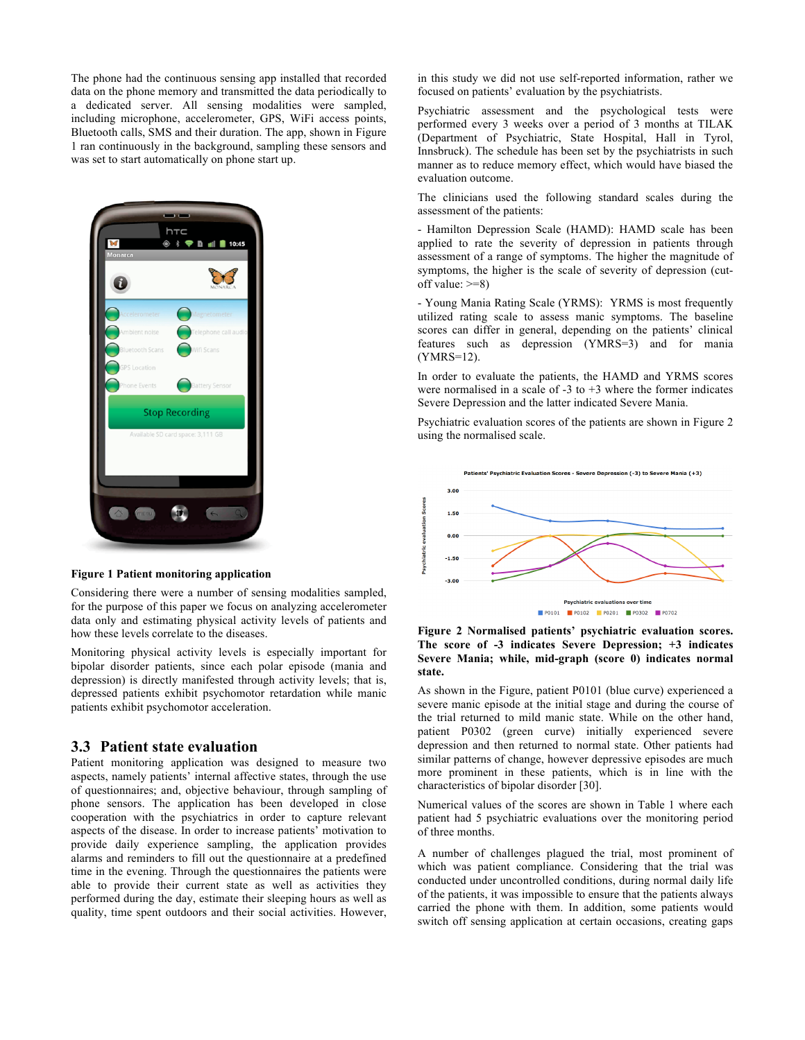The phone had the continuous sensing app installed that recorded data on the phone memory and transmitted the data periodically to a dedicated server. All sensing modalities were sampled, including microphone, accelerometer, GPS, WiFi access points, Bluetooth calls, SMS and their duration. The app, shown in Figure 1 ran continuously in the background, sampling these sensors and was set to start automatically on phone start up.

htc
10:45
Monarca
MONARCA
Accelerometer
Magnetometer
Ambient noise
Telephone call audio
Bluetooth Scans
Wifi Scans
GPS Location
Phone Events
Battery Sensor
Stop Recording
Available SD card space: 3,111 GB
menu

**Figure 1 Patient monitoring application**

Considering there were a number of sensing modalities sampled, for the purpose of this paper we focus on analyzing accelerometer data only and estimating physical activity levels of patients and how these levels correlate to the diseases.

Monitoring physical activity levels is especially important for bipolar disorder patients, since each polar episode (mania and depression) is directly manifested through activity levels; that is, depressed patients exhibit psychomotor retardation while manic patients exhibit psychomotor acceleration.

## 3.3 Patient state evaluation

Patient monitoring application was designed to measure two aspects, namely patients' internal affective states, through the use of questionnaires; and, objective behaviour, through sampling of phone sensors. The application has been developed in close cooperation with the psychiatrics in order to capture relevant aspects of the disease. In order to increase patients' motivation to provide daily experience sampling, the application provides alarms and reminders to fill out the questionnaire at a predefined time in the evening. Through the questionnaires the patients were able to provide their current state as well as activities they performed during the day, estimate their sleeping hours as well as quality, time spent outdoors and their social activities. However, in this study we did not use self-reported information, rather we focused on patients' evaluation by the psychiatrists.

Psychiatric assessment and the psychological tests were performed every 3 weeks over a period of 3 months at TILAK (Department of Psychiatric, State Hospital, Hall in Tyrol, Innsbruck). The schedule has been set by the psychiatrists in such manner as to reduce memory effect, which would have biased the evaluation outcome.

The clinicians used the following standard scales during the assessment of the patients:

- Hamilton Depression Scale (HAMD): HAMD scale has been applied to rate the severity of depression in patients through assessment of a range of symptoms. The higher the magnitude of symptoms, the higher is the scale of severity of depression (cut-off value: >=8)

- Young Mania Rating Scale (YRMS): YRMS is most frequently utilized rating scale to assess manic symptoms. The baseline scores can differ in general, depending on the patients' clinical features such as depression (YMRS=3) and for mania (YMRS=12).

In order to evaluate the patients, the HAMD and YRMS scores were normalised in a scale of -3 to +3 where the former indicates Severe Depression and the latter indicated Severe Mania.

Psychiatric evaluation scores of the patients are shown in Figure 2 using the normalised scale.

Patients' Psychiatric Evaluation Scores - Severe Depression (-3) to Severe Mania (+3)
Psychiatric evaluation Scores
3.00
1.50
0.00
-1.50
-3.00
Psychiatric evaluations over time
P0101 P0102 P0201 P0302 P0702

**Figure 2 Normalised patients' psychiatric evaluation scores. The score of -3 indicates Severe Depression; +3 indicates Severe Mania; while, mid-graph (score 0) indicates normal state.**

As shown in the Figure, patient P0101 (blue curve) experienced a severe manic episode at the initial stage and during the course of the trial returned to mild manic state. While on the other hand, patient P0302 (green curve) initially experienced severe depression and then returned to normal state. Other patients had similar patterns of change, however depressive episodes are much more prominent in these patients, which is in line with the characteristics of bipolar disorder [30].

Numerical values of the scores are shown in Table 1 where each patient had 5 psychiatric evaluations over the monitoring period of three months.

A number of challenges plagued the trial, most prominent of which was patient compliance. Considering that the trial was conducted under uncontrolled conditions, during normal daily life of the patients, it was impossible to ensure that the patients always carried the phone with them. In addition, some patients would switch off sensing application at certain occasions, creating gaps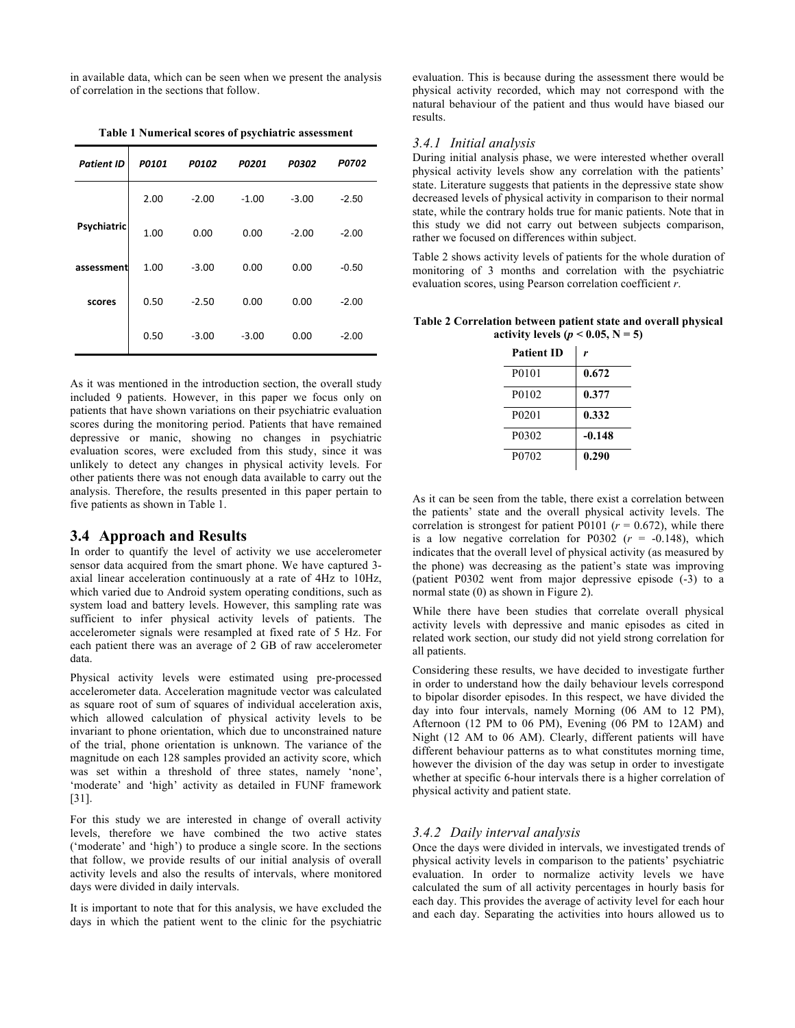in available data, which can be seen when we present the analysis of correlation in the sections that follow.

**Table 1 Numerical scores of psychiatric assessment**

| *Patient ID* | *P0101* | *P0102* | *P0201* | *P0302* | *P0702* |
|---|---|---|---|---|---|
| **Psychiatric assessment scores** | 2.00 | -2.00 | -1.00 | -3.00 | -2.50 |
| | 1.00 | 0.00 | 0.00 | -2.00 | -2.00 |
| | 1.00 | -3.00 | 0.00 | 0.00 | -0.50 |
| | 0.50 | -2.50 | 0.00 | 0.00 | -2.00 |
| | 0.50 | -3.00 | -3.00 | 0.00 | -2.00 |

As it was mentioned in the introduction section, the overall study included 9 patients. However, in this paper we focus only on patients that have shown variations on their psychiatric evaluation scores during the monitoring period. Patients that have remained depressive or manic, showing no changes in psychiatric evaluation scores, were excluded from this study, since it was unlikely to detect any changes in physical activity levels. For other patients there was not enough data available to carry out the analysis. Therefore, the results presented in this paper pertain to five patients as shown in Table 1.

## 3.4 Approach and Results

In order to quantify the level of activity we use accelerometer sensor data acquired from the smart phone. We have captured 3-axial linear acceleration continuously at a rate of 4Hz to 10Hz, which varied due to Android system operating conditions, such as system load and battery levels. However, this sampling rate was sufficient to infer physical activity levels of patients. The accelerometer signals were resampled at fixed rate of 5 Hz. For each patient there was an average of 2 GB of raw accelerometer data.

Physical activity levels were estimated using pre-processed accelerometer data. Acceleration magnitude vector was calculated as square root of sum of squares of individual acceleration axis, which allowed calculation of physical activity levels to be invariant to phone orientation, which due to unconstrained nature of the trial, phone orientation is unknown. The variance of the magnitude on each 128 samples provided an activity score, which was set within a threshold of three states, namely 'none', 'moderate' and 'high' activity as detailed in FUNF framework [31].

For this study we are interested in change of overall activity levels, therefore we have combined the two active states ('moderate' and 'high') to produce a single score. In the sections that follow, we provide results of our initial analysis of overall activity levels and also the results of intervals, where monitored days were divided in daily intervals.

It is important to note that for this analysis, we have excluded the days in which the patient went to the clinic for the psychiatric evaluation. This is because during the assessment there would be physical activity recorded, which may not correspond with the natural behaviour of the patient and thus would have biased our results.

### *3.4.1 Initial analysis*

During initial analysis phase, we were interested whether overall physical activity levels show any correlation with the patients' state. Literature suggests that patients in the depressive state show decreased levels of physical activity in comparison to their normal state, while the contrary holds true for manic patients. Note that in this study we did not carry out between subjects comparison, rather we focused on differences within subject.

Table 2 shows activity levels of patients for the whole duration of monitoring of 3 months and correlation with the psychiatric evaluation scores, using Pearson correlation coefficient $r$.

**Table 2 Correlation between patient state and overall physical activity levels ($p < 0.05$, N = 5)**

| **Patient ID** | $r$ |
|---|---|
| P0101 | **0.672** |
| P0102 | **0.377** |
| P0201 | **0.332** |
| P0302 | **-0.148** |
| P0702 | **0.290** |

As it can be seen from the table, there exist a correlation between the patients' state and the overall physical activity levels. The correlation is strongest for patient P0101 ($r$ = 0.672), while there is a low negative correlation for P0302 ($r$ = -0.148), which indicates that the overall level of physical activity (as measured by the phone) was decreasing as the patient's state was improving (patient P0302 went from major depressive episode (-3) to a normal state (0) as shown in Figure 2).

While there have been studies that correlate overall physical activity levels with depressive and manic episodes as cited in related work section, our study did not yield strong correlation for all patients.

Considering these results, we have decided to investigate further in order to understand how the daily behaviour levels correspond to bipolar disorder episodes. In this respect, we have divided the day into four intervals, namely Morning (06 AM to 12 PM), Afternoon (12 PM to 06 PM), Evening (06 PM to 12AM) and Night (12 AM to 06 AM). Clearly, different patients will have different behaviour patterns as to what constitutes morning time, however the division of the day was setup in order to investigate whether at specific 6-hour intervals there is a higher correlation of physical activity and patient state.

### *3.4.2 Daily interval analysis*

Once the days were divided in intervals, we investigated trends of physical activity levels in comparison to the patients' psychiatric evaluation. In order to normalize activity levels we have calculated the sum of all activity percentages in hourly basis for each day. This provides the average of activity level for each hour and each day. Separating the activities into hours allowed us to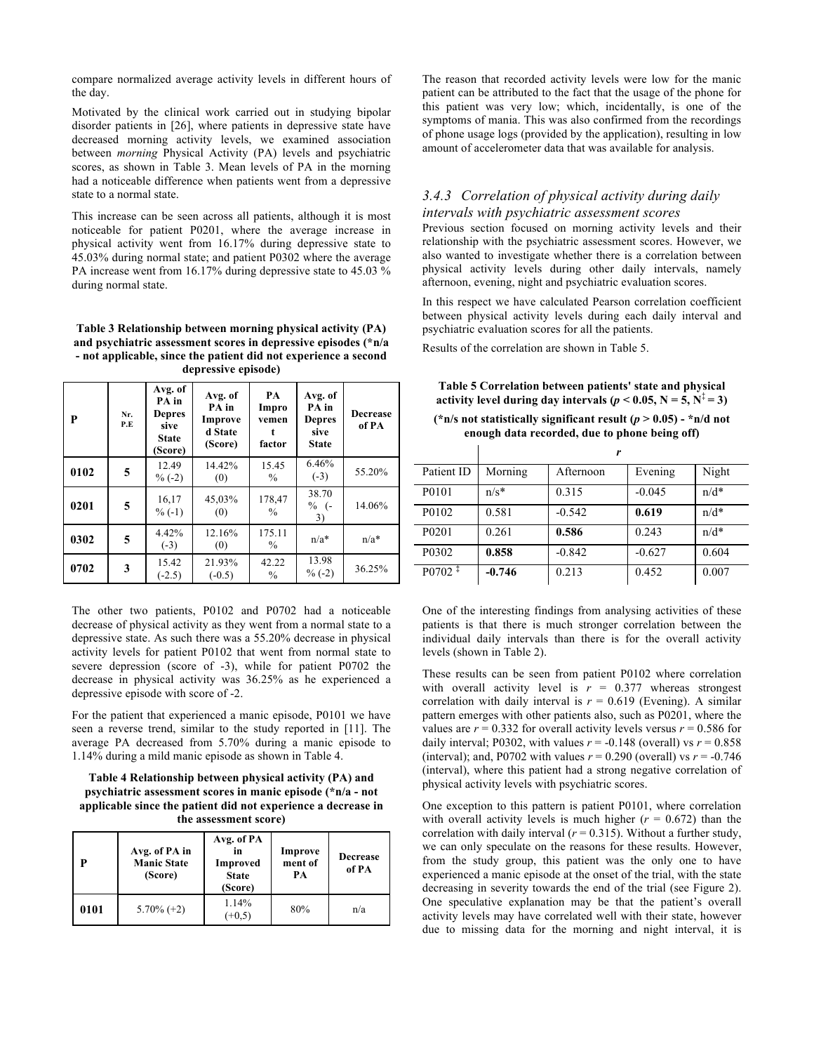compare normalized average activity levels in different hours of the day.

Motivated by the clinical work carried out in studying bipolar disorder patients in [26], where patients in depressive state have decreased morning activity levels, we examined association between *morning* Physical Activity (PA) levels and psychiatric scores, as shown in Table 3. Mean levels of PA in the morning had a noticeable difference when patients went from a depressive state to a normal state.

This increase can be seen across all patients, although it is most noticeable for patient P0201, where the average increase in physical activity went from 16.17% during depressive state to 45.03% during normal state; and patient P0302 where the average PA increase went from 16.17% during depressive state to 45.03 % during normal state.

**Table 3 Relationship between morning physical activity (PA) and psychiatric assessment scores in depressive episodes (*n/a - not applicable, since the patient did not experience a second depressive episode)**

| P | Nr. P.E | Avg. of PA in Depressive State (Score) | Avg. of PA in Improved State (Score) | PA Improvement factor | Avg. of PA in Depressive State | Decrease of PA |
|---|---|---|---|---|---|---|
| **0102** | **5** | 12.49 % (-2) | 14.42% (0) | 15.45 % | 6.46% (-3) | 55.20% |
| **0201** | **5** | 16,17 % (-1) | 45,03% (0) | 178,47 % | 38.70 % (-3) | 14.06% |
| **0302** | **5** | 4.42% (-3) | 12.16% (0) | 175.11 % | n/a* | n/a* |
| **0702** | **3** | 15.42 (-2.5) | 21.93% (-0.5) | 42.22 % | 13.98 % (-2) | 36.25% |

The other two patients, P0102 and P0702 had a noticeable decrease of physical activity as they went from a normal state to a depressive state. As such there was a 55.20% decrease in physical activity levels for patient P0102 that went from normal state to severe depression (score of -3), while for patient P0702 the decrease in physical activity was 36.25% as he experienced a depressive episode with score of -2.

For the patient that experienced a manic episode, P0101 we have seen a reverse trend, similar to the study reported in [11]. The average PA decreased from 5.70% during a manic episode to 1.14% during a mild manic episode as shown in Table 4.

**Table 4 Relationship between physical activity (PA) and psychiatric assessment scores in manic episode (*n/a - not applicable since the patient did not experience a decrease in the assessment score)**

| P | Avg. of PA in Manic State (Score) | Avg. of PA in Improved State (Score) | Improvement of PA | Decrease of PA |
|---|---|---|---|---|
| **0101** | 5.70% (+2) | 1.14% (+0,5) | 80% | n/a |

The reason that recorded activity levels were low for the manic patient can be attributed to the fact that the usage of the phone for this patient was very low; which, incidentally, is one of the symptoms of mania. This was also confirmed from the recordings of phone usage logs (provided by the application), resulting in low amount of accelerometer data that was available for analysis.

### *3.4.3 Correlation of physical activity during daily intervals with psychiatric assessment scores*

Previous section focused on morning activity levels and their relationship with the psychiatric assessment scores. However, we also wanted to investigate whether there is a correlation between physical activity levels during other daily intervals, namely afternoon, evening, night and psychiatric evaluation scores.

In this respect we have calculated Pearson correlation coefficient between physical activity levels during each daily interval and psychiatric evaluation scores for all the patients.

Results of the correlation are shown in Table 5.

**Table 5 Correlation between patients' state and physical activity level during day intervals ($p < 0.05$, N = 5, N[‡] = 3)**

**(*n/s not statistically significant result ($p > 0.05$) - *n/d not enough data recorded, due to phone being off)**

| | *r* | | | |
|---|---|---|---|---|
| Patient ID | Morning | Afternoon | Evening | Night |
| P0101 | n/s* | 0.315 | -0.045 | n/d* |
| P0102 | 0.581 | -0.542 | **0.619** | n/d* |
| P0201 | 0.261 | **0.586** | 0.243 | n/d* |
| P0302 | **0.858** | -0.842 | -0.627 | 0.604 |
| P0702 [‡] | **-0.746** | 0.213 | 0.452 | 0.007 |

One of the interesting findings from analysing activities of these patients is that there is much stronger correlation between the individual daily intervals than there is for the overall activity levels (shown in Table 2).

These results can be seen from patient P0102 where correlation with overall activity level is $r = 0.377$ whereas strongest correlation with daily interval is $r = 0.619$ (Evening). A similar pattern emerges with other patients also, such as P0201, where the values are $r = 0.332$ for overall activity levels versus $r = 0.586$ for daily interval; P0302, with values $r = -0.148$ (overall) vs $r = 0.858$ (interval); and, P0702 with values $r = 0.290$ (overall) vs $r = -0.746$ (interval), where this patient had a strong negative correlation of physical activity levels with psychiatric scores.

One exception to this pattern is patient P0101, where correlation with overall activity levels is much higher ($r = 0.672$) than the correlation with daily interval ($r = 0.315$). Without a further study, we can only speculate on the reasons for these results. However, from the study group, this patient was the only one to have experienced a manic episode at the onset of the trial, with the state decreasing in severity towards the end of the trial (see Figure 2). One speculative explanation may be that the patient's overall activity levels may have correlated well with their state, however due to missing data for the morning and night interval, it is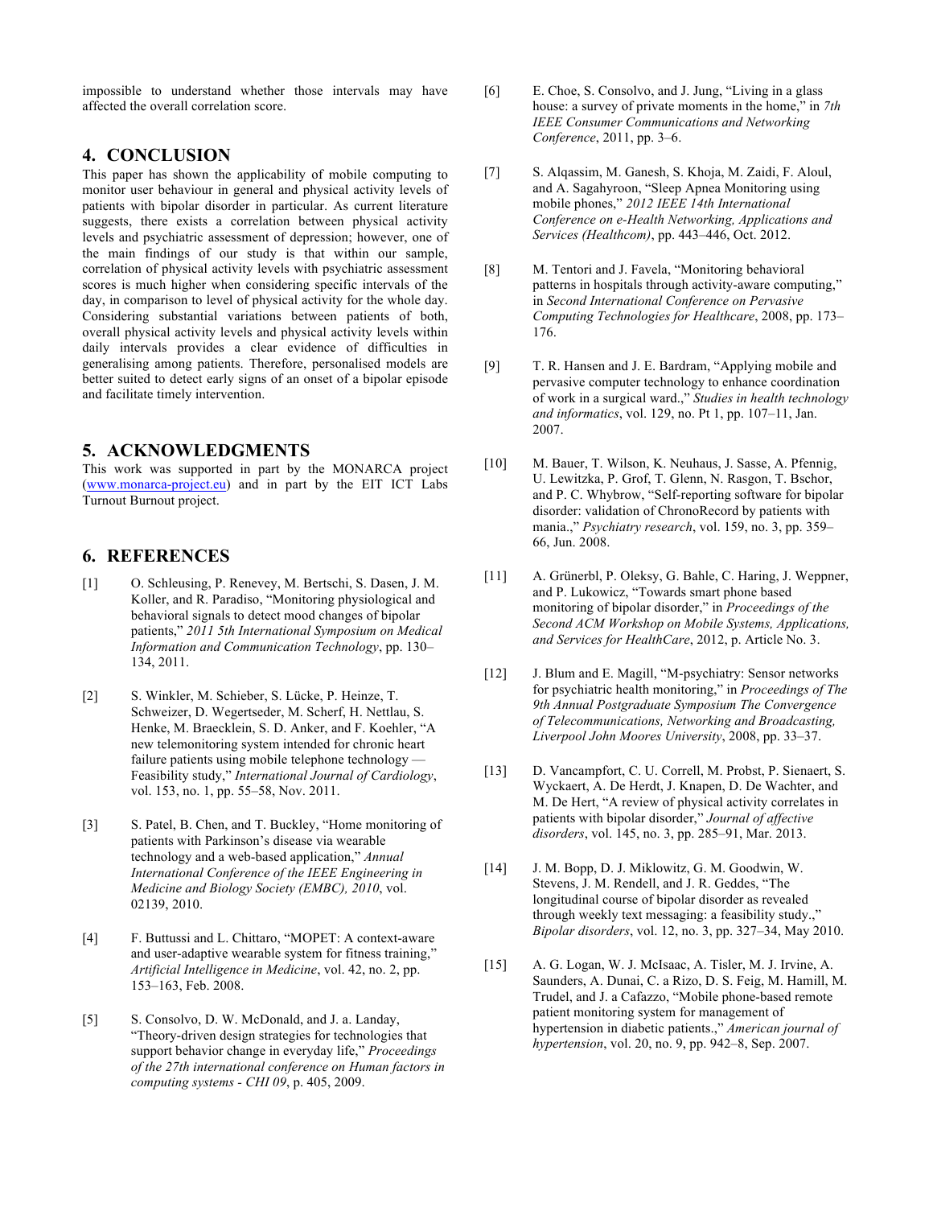impossible to understand whether those intervals may have affected the overall correlation score.

## 4. CONCLUSION

This paper has shown the applicability of mobile computing to monitor user behaviour in general and physical activity levels of patients with bipolar disorder in particular. As current literature suggests, there exists a correlation between physical activity levels and psychiatric assessment of depression; however, one of the main findings of our study is that within our sample, correlation of physical activity levels with psychiatric assessment scores is much higher when considering specific intervals of the day, in comparison to level of physical activity for the whole day. Considering substantial variations between patients of both, overall physical activity levels and physical activity levels within daily intervals provides a clear evidence of difficulties in generalising among patients. Therefore, personalised models are better suited to detect early signs of an onset of a bipolar episode and facilitate timely intervention.

## 5. ACKNOWLEDGMENTS

This work was supported in part by the MONARCA project (www.monarca-project.eu) and in part by the EIT ICT Labs Turnout Burnout project.

## 6. REFERENCES

[1] O. Schleusing, P. Renevey, M. Bertschi, S. Dasen, J. M. Koller, and R. Paradiso, "Monitoring physiological and behavioral signals to detect mood changes of bipolar patients," *2011 5th International Symposium on Medical Information and Communication Technology*, pp. 130–134, 2011.

[2] S. Winkler, M. Schieber, S. Lücke, P. Heinze, T. Schweizer, D. Wegertseder, M. Scherf, H. Nettlau, S. Henke, M. Braecklein, S. D. Anker, and F. Koehler, "A new telemonitoring system intended for chronic heart failure patients using mobile telephone technology — Feasibility study," *International Journal of Cardiology*, vol. 153, no. 1, pp. 55–58, Nov. 2011.

[3] S. Patel, B. Chen, and T. Buckley, "Home monitoring of patients with Parkinson's disease via wearable technology and a web-based application," *Annual International Conference of the IEEE Engineering in Medicine and Biology Society (EMBC), 2010*, vol. 02139, 2010.

[4] F. Buttussi and L. Chittaro, "MOPET: A context-aware and user-adaptive wearable system for fitness training," *Artificial Intelligence in Medicine*, vol. 42, no. 2, pp. 153–163, Feb. 2008.

[5] S. Consolvo, D. W. McDonald, and J. a. Landay, "Theory-driven design strategies for technologies that support behavior change in everyday life," *Proceedings of the 27th international conference on Human factors in computing systems - CHI 09*, p. 405, 2009.

[6] E. Choe, S. Consolvo, and J. Jung, "Living in a glass house: a survey of private moments in the home," in *7th IEEE Consumer Communications and Networking Conference*, 2011, pp. 3–6.

[7] S. Alqassim, M. Ganesh, S. Khoja, M. Zaidi, F. Aloul, and A. Sagahyroon, "Sleep Apnea Monitoring using mobile phones," *2012 IEEE 14th International Conference on e-Health Networking, Applications and Services (Healthcom)*, pp. 443–446, Oct. 2012.

[8] M. Tentori and J. Favela, "Monitoring behavioral patterns in hospitals through activity-aware computing," in *Second International Conference on Pervasive Computing Technologies for Healthcare*, 2008, pp. 173–176.

[9] T. R. Hansen and J. E. Bardram, "Applying mobile and pervasive computer technology to enhance coordination of work in a surgical ward.," *Studies in health technology and informatics*, vol. 129, no. Pt 1, pp. 107–11, Jan. 2007.

[10] M. Bauer, T. Wilson, K. Neuhaus, J. Sasse, A. Pfennig, U. Lewitzka, P. Grof, T. Glenn, N. Rasgon, T. Bschor, and P. C. Whybrow, "Self-reporting software for bipolar disorder: validation of ChronoRecord by patients with mania.," *Psychiatry research*, vol. 159, no. 3, pp. 359–66, Jun. 2008.

[11] A. Grünerbl, P. Oleksy, G. Bahle, C. Haring, J. Weppner, and P. Lukowicz, "Towards smart phone based monitoring of bipolar disorder," in *Proceedings of the Second ACM Workshop on Mobile Systems, Applications, and Services for HealthCare*, 2012, p. Article No. 3.

[12] J. Blum and E. Magill, "M-psychiatry: Sensor networks for psychiatric health monitoring," in *Proceedings of The 9th Annual Postgraduate Symposium The Convergence of Telecommunications, Networking and Broadcasting, Liverpool John Moores University*, 2008, pp. 33–37.

[13] D. Vancampfort, C. U. Correll, M. Probst, P. Sienaert, S. Wyckaert, A. De Herdt, J. Knapen, D. De Wachter, and M. De Hert, "A review of physical activity correlates in patients with bipolar disorder," *Journal of affective disorders*, vol. 145, no. 3, pp. 285–91, Mar. 2013.

[14] J. M. Bopp, D. J. Miklowitz, G. M. Goodwin, W. Stevens, J. M. Rendell, and J. R. Geddes, "The longitudinal course of bipolar disorder as revealed through weekly text messaging: a feasibility study.," *Bipolar disorders*, vol. 12, no. 3, pp. 327–34, May 2010.

[15] A. G. Logan, W. J. McIsaac, A. Tisler, M. J. Irvine, A. Saunders, A. Dunai, C. a Rizo, D. S. Feig, M. Hamill, M. Trudel, and J. a Cafazzo, "Mobile phone-based remote patient monitoring system for management of hypertension in diabetic patients.," *American journal of hypertension*, vol. 20, no. 9, pp. 942–8, Sep. 2007.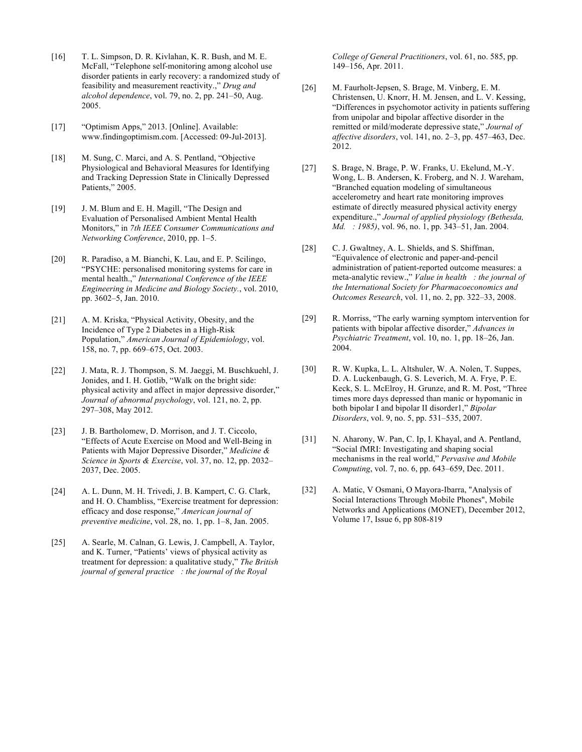[16] T. L. Simpson, D. R. Kivlahan, K. R. Bush, and M. E. McFall, "Telephone self-monitoring among alcohol use disorder patients in early recovery: a randomized study of feasibility and measurement reactivity.," *Drug and alcohol dependence*, vol. 79, no. 2, pp. 241–50, Aug. 2005.

[17] "Optimism Apps," 2013. [Online]. Available: www.findingoptimism.com. [Accessed: 09-Jul-2013].

[18] M. Sung, C. Marci, and A. S. Pentland, "Objective Physiological and Behavioral Measures for Identifying and Tracking Depression State in Clinically Depressed Patients," 2005.

[19] J. M. Blum and E. H. Magill, "The Design and Evaluation of Personalised Ambient Mental Health Monitors," in *7th IEEE Consumer Communications and Networking Conference*, 2010, pp. 1–5.

[20] R. Paradiso, a M. Bianchi, K. Lau, and E. P. Scilingo, "PSYCHE: personalised monitoring systems for care in mental health.," *International Conference of the IEEE Engineering in Medicine and Biology Society.*, vol. 2010, pp. 3602–5, Jan. 2010.

[21] A. M. Kriska, "Physical Activity, Obesity, and the Incidence of Type 2 Diabetes in a High-Risk Population," *American Journal of Epidemiology*, vol. 158, no. 7, pp. 669–675, Oct. 2003.

[22] J. Mata, R. J. Thompson, S. M. Jaeggi, M. Buschkuehl, J. Jonides, and I. H. Gotlib, "Walk on the bright side: physical activity and affect in major depressive disorder," *Journal of abnormal psychology*, vol. 121, no. 2, pp. 297–308, May 2012.

[23] J. B. Bartholomew, D. Morrison, and J. T. Ciccolo, "Effects of Acute Exercise on Mood and Well-Being in Patients with Major Depressive Disorder," *Medicine & Science in Sports & Exercise*, vol. 37, no. 12, pp. 2032–2037, Dec. 2005.

[24] A. L. Dunn, M. H. Trivedi, J. B. Kampert, C. G. Clark, and H. O. Chambliss, "Exercise treatment for depression: efficacy and dose response," *American journal of preventive medicine*, vol. 28, no. 1, pp. 1–8, Jan. 2005.

[25] A. Searle, M. Calnan, G. Lewis, J. Campbell, A. Taylor, and K. Turner, "Patients' views of physical activity as treatment for depression: a qualitative study," *The British journal of general practice : the journal of the Royal College of General Practitioners*, vol. 61, no. 585, pp. 149–156, Apr. 2011.

[26] M. Faurholt-Jepsen, S. Brage, M. Vinberg, E. M. Christensen, U. Knorr, H. M. Jensen, and L. V. Kessing, "Differences in psychomotor activity in patients suffering from unipolar and bipolar affective disorder in the remitted or mild/moderate depressive state," *Journal of affective disorders*, vol. 141, no. 2–3, pp. 457–463, Dec. 2012.

[27] S. Brage, N. Brage, P. W. Franks, U. Ekelund, M.-Y. Wong, L. B. Andersen, K. Froberg, and N. J. Wareham, "Branched equation modeling of simultaneous accelerometry and heart rate monitoring improves estimate of directly measured physical activity energy expenditure.," *Journal of applied physiology (Bethesda, Md. : 1985)*, vol. 96, no. 1, pp. 343–51, Jan. 2004.

[28] C. J. Gwaltney, A. L. Shields, and S. Shiffman, "Equivalence of electronic and paper-and-pencil administration of patient-reported outcome measures: a meta-analytic review.," *Value in health : the journal of the International Society for Pharmacoeconomics and Outcomes Research*, vol. 11, no. 2, pp. 322–33, 2008.

[29] R. Morriss, "The early warning symptom intervention for patients with bipolar affective disorder," *Advances in Psychiatric Treatment*, vol. 10, no. 1, pp. 18–26, Jan. 2004.

[30] R. W. Kupka, L. L. Altshuler, W. A. Nolen, T. Suppes, D. A. Luckenbaugh, G. S. Leverich, M. A. Frye, P. E. Keck, S. L. McElroy, H. Grunze, and R. M. Post, "Three times more days depressed than manic or hypomanic in both bipolar I and bipolar II disorder1," *Bipolar Disorders*, vol. 9, no. 5, pp. 531–535, 2007.

[31] N. Aharony, W. Pan, C. Ip, I. Khayal, and A. Pentland, "Social fMRI: Investigating and shaping social mechanisms in the real world," *Pervasive and Mobile Computing*, vol. 7, no. 6, pp. 643–659, Dec. 2011.

[32] A. Matic, V Osmani, O Mayora-Ibarra, "Analysis of Social Interactions Through Mobile Phones", Mobile Networks and Applications (MONET), December 2012, Volume 17, Issue 6, pp 808-819